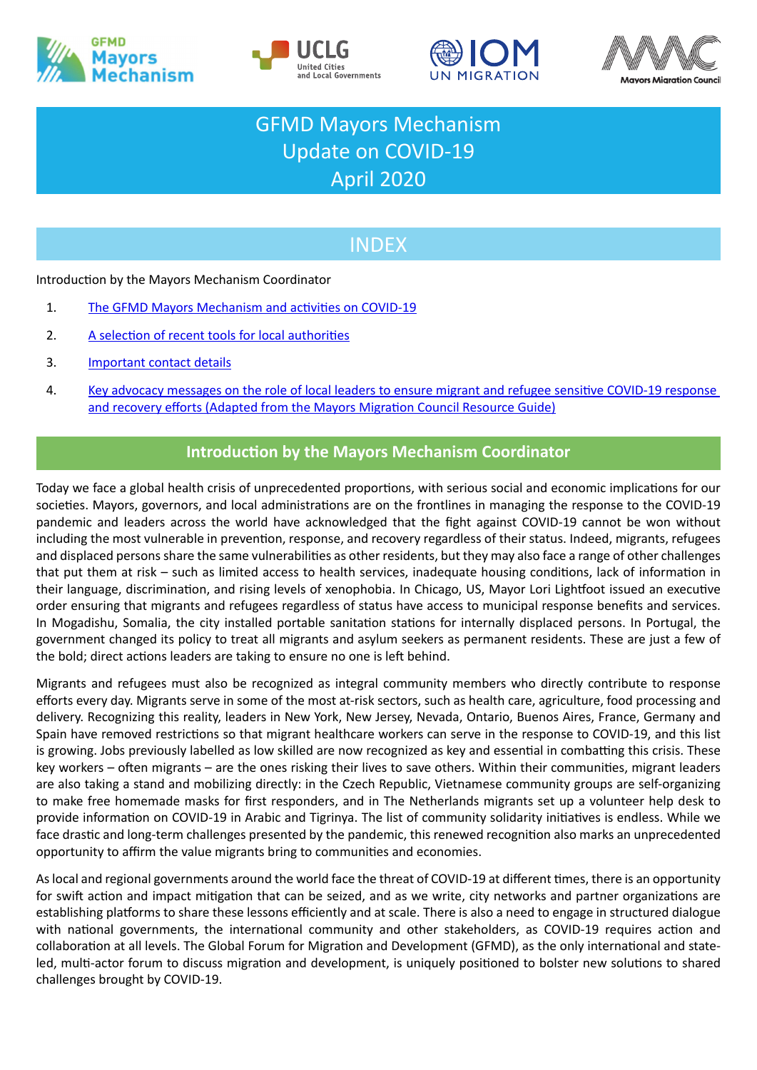# GFMD Mayors Mechanism Update on COVID-19 April 2020

## INDEX

Introduction by the Mayors Mechanism Coordinator

1. The GFMD Mayors Mechanism and activities on COVID-19
2. A selection of recent tools for local authorities
3. Important contact details
4. Key advocacy messages on the role of local leaders to ensure migrant and refugee sensitive COVID-19 response and recovery efforts (Adapted from the Mayors Migration Council Resource Guide)

## Introduction by the Mayors Mechanism Coordinator

Today we face a global health crisis of unprecedented proportions, with serious social and economic implications for our societies. Mayors, governors, and local administrations are on the frontlines in managing the response to the COVID-19 pandemic and leaders across the world have acknowledged that the fight against COVID-19 cannot be won without including the most vulnerable in prevention, response, and recovery regardless of their status. Indeed, migrants, refugees and displaced persons share the same vulnerabilities as other residents, but they may also face a range of other challenges that put them at risk – such as limited access to health services, inadequate housing conditions, lack of information in their language, discrimination, and rising levels of xenophobia. In Chicago, US, Mayor Lori Lightfoot issued an executive order ensuring that migrants and refugees regardless of status have access to municipal response benefits and services. In Mogadishu, Somalia, the city installed portable sanitation stations for internally displaced persons. In Portugal, the government changed its policy to treat all migrants and asylum seekers as permanent residents. These are just a few of the bold; direct actions leaders are taking to ensure no one is left behind.

Migrants and refugees must also be recognized as integral community members who directly contribute to response efforts every day. Migrants serve in some of the most at-risk sectors, such as health care, agriculture, food processing and delivery. Recognizing this reality, leaders in New York, New Jersey, Nevada, Ontario, Buenos Aires, France, Germany and Spain have removed restrictions so that migrant healthcare workers can serve in the response to COVID-19, and this list is growing. Jobs previously labelled as low skilled are now recognized as key and essential in combatting this crisis. These key workers – often migrants – are the ones risking their lives to save others. Within their communities, migrant leaders are also taking a stand and mobilizing directly: in the Czech Republic, Vietnamese community groups are self-organizing to make free homemade masks for first responders, and in The Netherlands migrants set up a volunteer help desk to provide information on COVID-19 in Arabic and Tigrinya. The list of community solidarity initiatives is endless. While we face drastic and long-term challenges presented by the pandemic, this renewed recognition also marks an unprecedented opportunity to affirm the value migrants bring to communities and economies.

As local and regional governments around the world face the threat of COVID-19 at different times, there is an opportunity for swift action and impact mitigation that can be seized, and as we write, city networks and partner organizations are establishing platforms to share these lessons efficiently and at scale. There is also a need to engage in structured dialogue with national governments, the international community and other stakeholders, as COVID-19 requires action and collaboration at all levels. The Global Forum for Migration and Development (GFMD), as the only international and state-led, multi-actor forum to discuss migration and development, is uniquely positioned to bolster new solutions to shared challenges brought by COVID-19.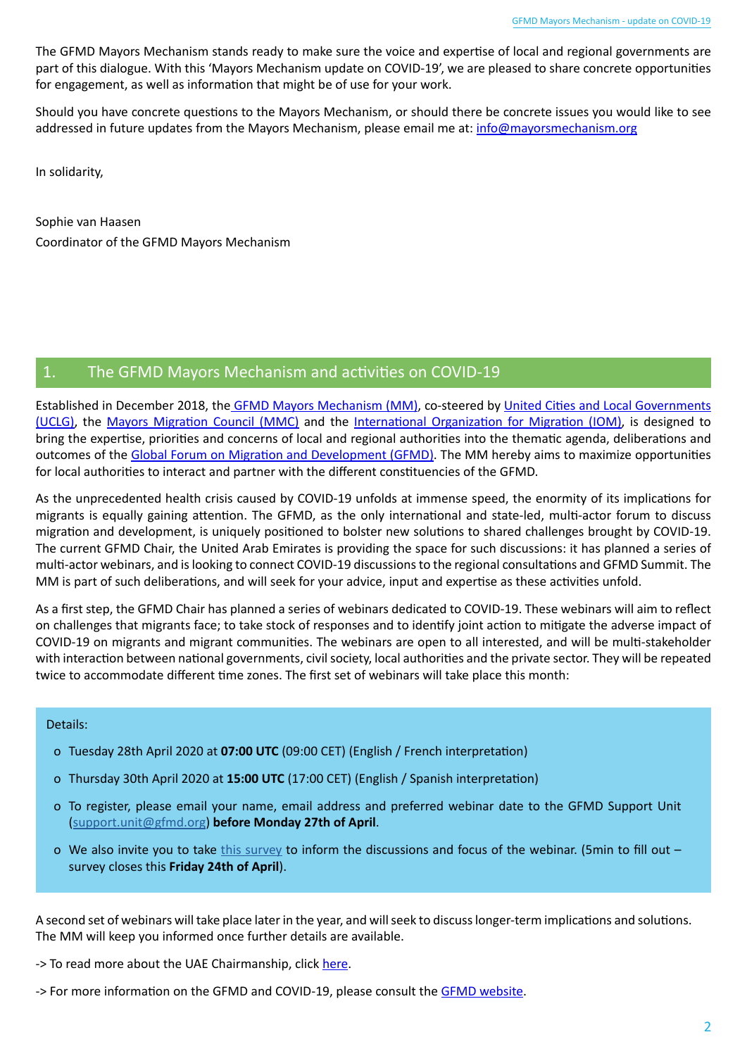The GFMD Mayors Mechanism stands ready to make sure the voice and expertise of local and regional governments are part of this dialogue. With this 'Mayors Mechanism update on COVID-19', we are pleased to share concrete opportunities for engagement, as well as information that might be of use for your work.

Should you have concrete questions to the Mayors Mechanism, or should there be concrete issues you would like to see addressed in future updates from the Mayors Mechanism, please email me at: info@mayorsmechanism.org

In solidarity,

Sophie van Haasen
Coordinator of the GFMD Mayors Mechanism

## 1. The GFMD Mayors Mechanism and activities on COVID-19

Established in December 2018, the GFMD Mayors Mechanism (MM), co-steered by United Cities and Local Governments (UCLG), the Mayors Migration Council (MMC) and the International Organization for Migration (IOM), is designed to bring the expertise, priorities and concerns of local and regional authorities into the thematic agenda, deliberations and outcomes of the Global Forum on Migration and Development (GFMD). The MM hereby aims to maximize opportunities for local authorities to interact and partner with the different constituencies of the GFMD.

As the unprecedented health crisis caused by COVID-19 unfolds at immense speed, the enormity of its implications for migrants is equally gaining attention. The GFMD, as the only international and state-led, multi-actor forum to discuss migration and development, is uniquely positioned to bolster new solutions to shared challenges brought by COVID-19. The current GFMD Chair, the United Arab Emirates is providing the space for such discussions: it has planned a series of multi-actor webinars, and is looking to connect COVID-19 discussions to the regional consultations and GFMD Summit. The MM is part of such deliberations, and will seek for your advice, input and expertise as these activities unfold.

As a first step, the GFMD Chair has planned a series of webinars dedicated to COVID-19. These webinars will aim to reflect on challenges that migrants face; to take stock of responses and to identify joint action to mitigate the adverse impact of COVID-19 on migrants and migrant communities. The webinars are open to all interested, and will be multi-stakeholder with interaction between national governments, civil society, local authorities and the private sector. They will be repeated twice to accommodate different time zones. The first set of webinars will take place this month:

Details:

- Tuesday 28th April 2020 at **07:00 UTC** (09:00 CET) (English / French interpretation)
- Thursday 30th April 2020 at **15:00 UTC** (17:00 CET) (English / Spanish interpretation)
- To register, please email your name, email address and preferred webinar date to the GFMD Support Unit (support.unit@gfmd.org) **before Monday 27th of April**.
- We also invite you to take this survey to inform the discussions and focus of the webinar. (5min to fill out – survey closes this **Friday 24th of April**).

A second set of webinars will take place later in the year, and will seek to discuss longer-term implications and solutions. The MM will keep you informed once further details are available.

-> To read more about the UAE Chairmanship, click here.

-> For more information on the GFMD and COVID-19, please consult the GFMD website.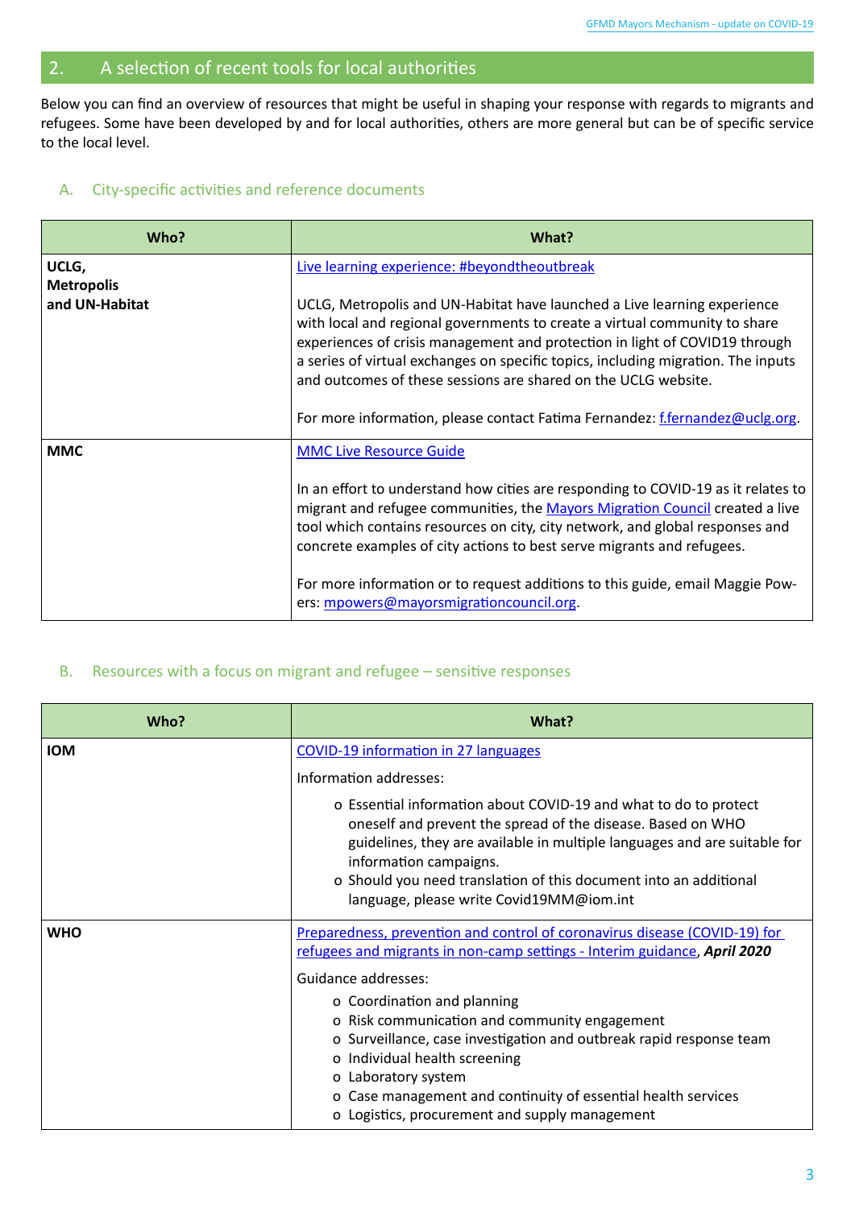## 2. A selection of recent tools for local authorities

Below you can find an overview of resources that might be useful in shaping your response with regards to migrants and refugees. Some have been developed by and for local authorities, others are more general but can be of specific service to the local level.

### A. City-specific activities and reference documents

| Who? | What? |
|---|---|
| **UCLG, Metropolis and UN-Habitat** | Live learning experience: #beyondtheoutbreak<br><br>UCLG, Metropolis and UN-Habitat have launched a Live learning experience with local and regional governments to create a virtual community to share experiences of crisis management and protection in light of COVID19 through a series of virtual exchanges on specific topics, including migration. The inputs and outcomes of these sessions are shared on the UCLG website.<br><br>For more information, please contact Fatima Fernandez: f.fernandez@uclg.org. |
| **MMC** | MMC Live Resource Guide<br><br>In an effort to understand how cities are responding to COVID-19 as it relates to migrant and refugee communities, the Mayors Migration Council created a live tool which contains resources on city, city network, and global responses and concrete examples of city actions to best serve migrants and refugees.<br><br>For more information or to request additions to this guide, email Maggie Powers: mpowers@mayorsmigrationcouncil.org. |

### B. Resources with a focus on migrant and refugee – sensitive responses

| Who? | What? |
|---|---|
| **IOM** | COVID-19 information in 27 languages<br><br>Information addresses:<br>o Essential information about COVID-19 and what to do to protect oneself and prevent the spread of the disease. Based on WHO guidelines, they are available in multiple languages and are suitable for information campaigns.<br>o Should you need translation of this document into an additional language, please write Covid19MM@iom.int |
| **WHO** | Preparedness, prevention and control of coronavirus disease (COVID-19) for refugees and migrants in non-camp settings - Interim guidance, ***April 2020***<br><br>Guidance addresses:<br>o Coordination and planning<br>o Risk communication and community engagement<br>o Surveillance, case investigation and outbreak rapid response team<br>o Individual health screening<br>o Laboratory system<br>o Case management and continuity of essential health services<br>o Logistics, procurement and supply management |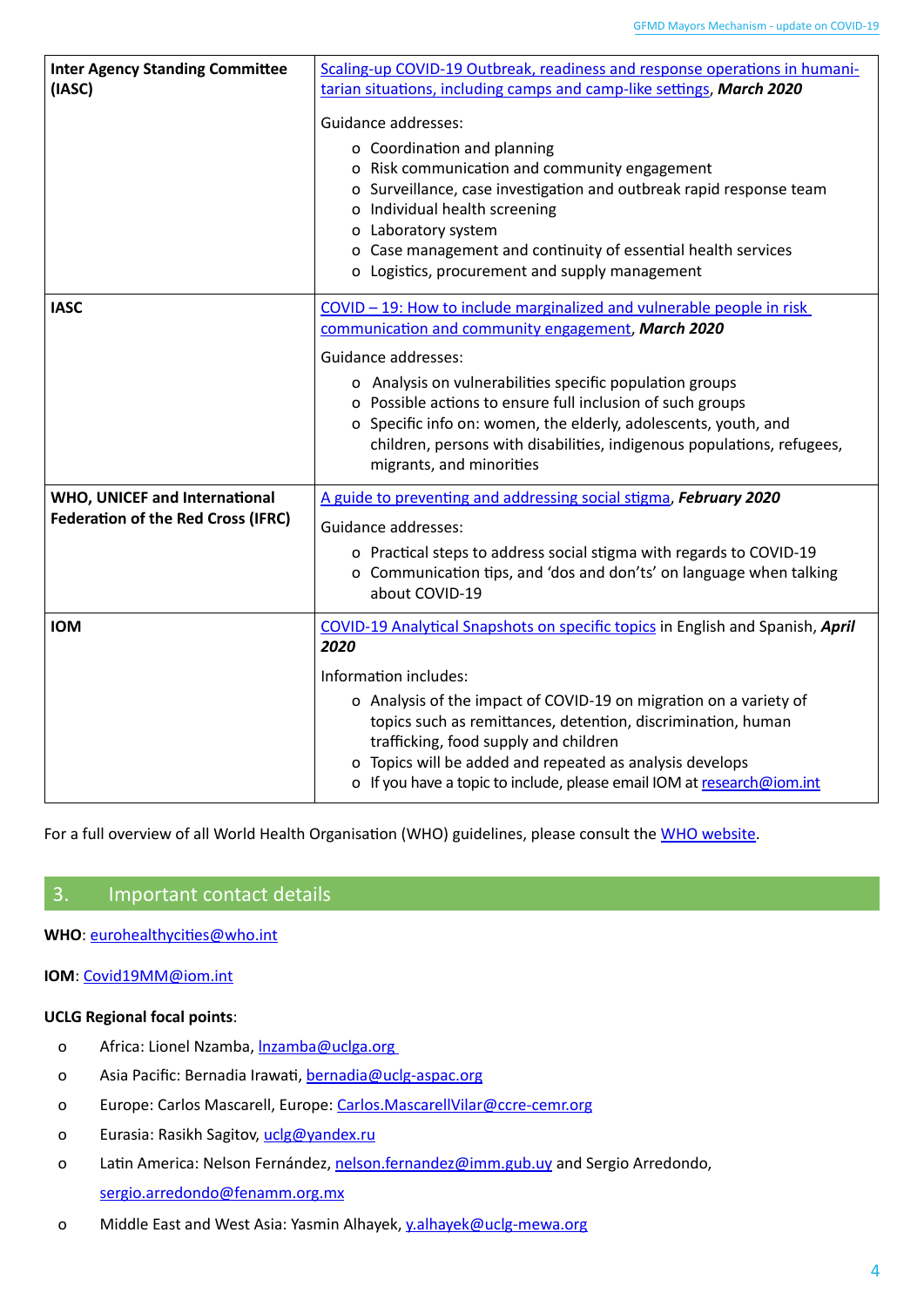| | |
|---|---|
| **Inter Agency Standing Committee (IASC)** | Scaling-up COVID-19 Outbreak, readiness and response operations in humanitarian situations, including camps and camp-like settings, ***March 2020***<br><br>Guidance addresses:<br>o Coordination and planning<br>o Risk communication and community engagement<br>o Surveillance, case investigation and outbreak rapid response team<br>o Individual health screening<br>o Laboratory system<br>o Case management and continuity of essential health services<br>o Logistics, procurement and supply management |
| **IASC** | COVID – 19: How to include marginalized and vulnerable people in risk communication and community engagement, ***March 2020***<br><br>Guidance addresses:<br>o Analysis on vulnerabilities specific population groups<br>o Possible actions to ensure full inclusion of such groups<br>o Specific info on: women, the elderly, adolescents, youth, and children, persons with disabilities, indigenous populations, refugees, migrants, and minorities |
| **WHO, UNICEF and International Federation of the Red Cross (IFRC)** | A guide to preventing and addressing social stigma, ***February 2020***<br><br>Guidance addresses:<br>o Practical steps to address social stigma with regards to COVID-19<br>o Communication tips, and 'dos and don'ts' on language when talking about COVID-19 |
| **IOM** | COVID-19 Analytical Snapshots on specific topics in English and Spanish, ***April 2020***<br><br>Information includes:<br>o Analysis of the impact of COVID-19 on migration on a variety of topics such as remittances, detention, discrimination, human trafficking, food supply and children<br>o Topics will be added and repeated as analysis develops<br>o If you have a topic to include, please email IOM at research@iom.int |

For a full overview of all World Health Organisation (WHO) guidelines, please consult the WHO website.

## 3. Important contact details

**WHO**: eurohealthycities@who.int

**IOM**: Covid19MM@iom.int

**UCLG Regional focal points**:

- Africa: Lionel Nzamba, lnzamba@uclga.org
- Asia Pacific: Bernadia Irawati, bernadia@uclg-aspac.org
- Europe: Carlos Mascarell, Europe: Carlos.MascarellVilar@ccre-cemr.org
- Eurasia: Rasikh Sagitov, uclg@yandex.ru
- Latin America: Nelson Fernández, nelson.fernandez@imm.gub.uy and Sergio Arredondo, sergio.arredondo@fenamm.org.mx
- Middle East and West Asia: Yasmin Alhayek, y.alhayek@uclg-mewa.org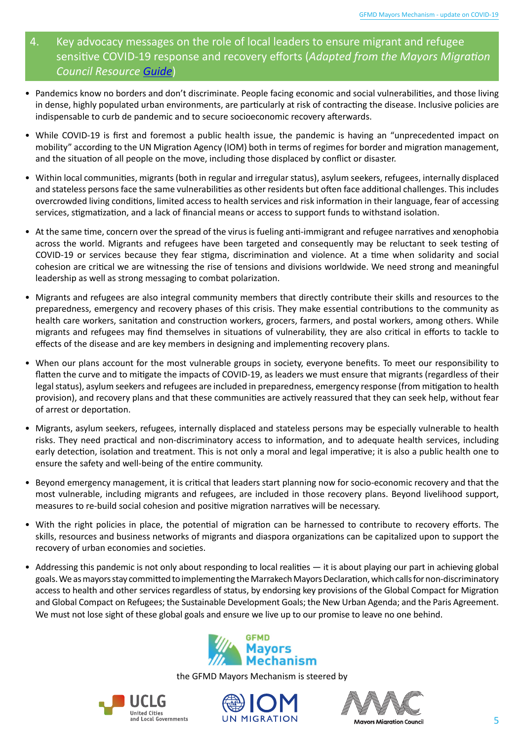## 4. Key advocacy messages on the role of local leaders to ensure migrant and refugee sensitive COVID-19 response and recovery efforts (*Adapted from the Mayors Migration Council Resource Guide*)

- Pandemics know no borders and don't discriminate. People facing economic and social vulnerabilities, and those living in dense, highly populated urban environments, are particularly at risk of contracting the disease. Inclusive policies are indispensable to curb de pandemic and to secure socioeconomic recovery afterwards.
- While COVID-19 is first and foremost a public health issue, the pandemic is having an "unprecedented impact on mobility" according to the UN Migration Agency (IOM) both in terms of regimes for border and migration management, and the situation of all people on the move, including those displaced by conflict or disaster.
- Within local communities, migrants (both in regular and irregular status), asylum seekers, refugees, internally displaced and stateless persons face the same vulnerabilities as other residents but often face additional challenges. This includes overcrowded living conditions, limited access to health services and risk information in their language, fear of accessing services, stigmatization, and a lack of financial means or access to support funds to withstand isolation.
- At the same time, concern over the spread of the virus is fueling anti-immigrant and refugee narratives and xenophobia across the world. Migrants and refugees have been targeted and consequently may be reluctant to seek testing of COVID-19 or services because they fear stigma, discrimination and violence. At a time when solidarity and social cohesion are critical we are witnessing the rise of tensions and divisions worldwide. We need strong and meaningful leadership as well as strong messaging to combat polarization.
- Migrants and refugees are also integral community members that directly contribute their skills and resources to the preparedness, emergency and recovery phases of this crisis. They make essential contributions to the community as health care workers, sanitation and construction workers, grocers, farmers, and postal workers, among others. While migrants and refugees may find themselves in situations of vulnerability, they are also critical in efforts to tackle to effects of the disease and are key members in designing and implementing recovery plans.
- When our plans account for the most vulnerable groups in society, everyone benefits. To meet our responsibility to flatten the curve and to mitigate the impacts of COVID-19, as leaders we must ensure that migrants (regardless of their legal status), asylum seekers and refugees are included in preparedness, emergency response (from mitigation to health provision), and recovery plans and that these communities are actively reassured that they can seek help, without fear of arrest or deportation.
- Migrants, asylum seekers, refugees, internally displaced and stateless persons may be especially vulnerable to health risks. They need practical and non-discriminatory access to information, and to adequate health services, including early detection, isolation and treatment. This is not only a moral and legal imperative; it is also a public health one to ensure the safety and well-being of the entire community.
- Beyond emergency management, it is critical that leaders start planning now for socio-economic recovery and that the most vulnerable, including migrants and refugees, are included in those recovery plans. Beyond livelihood support, measures to re-build social cohesion and positive migration narratives will be necessary.
- With the right policies in place, the potential of migration can be harnessed to contribute to recovery efforts. The skills, resources and business networks of migrants and diaspora organizations can be capitalized upon to support the recovery of urban economies and societies.
- Addressing this pandemic is not only about responding to local realities — it is about playing our part in achieving global goals. We as mayors stay committed to implementing the Marrakech Mayors Declaration, which calls for non-discriminatory access to health and other services regardless of status, by endorsing key provisions of the Global Compact for Migration and Global Compact on Refugees; the Sustainable Development Goals; the New Urban Agenda; and the Paris Agreement. We must not lose sight of these global goals and ensure we live up to our promise to leave no one behind.

GFMD Mayors Mechanism

the GFMD Mayors Mechanism is steered by

UCLG United Cities and Local Governments

IOM UN MIGRATION

Mayors Migration Council